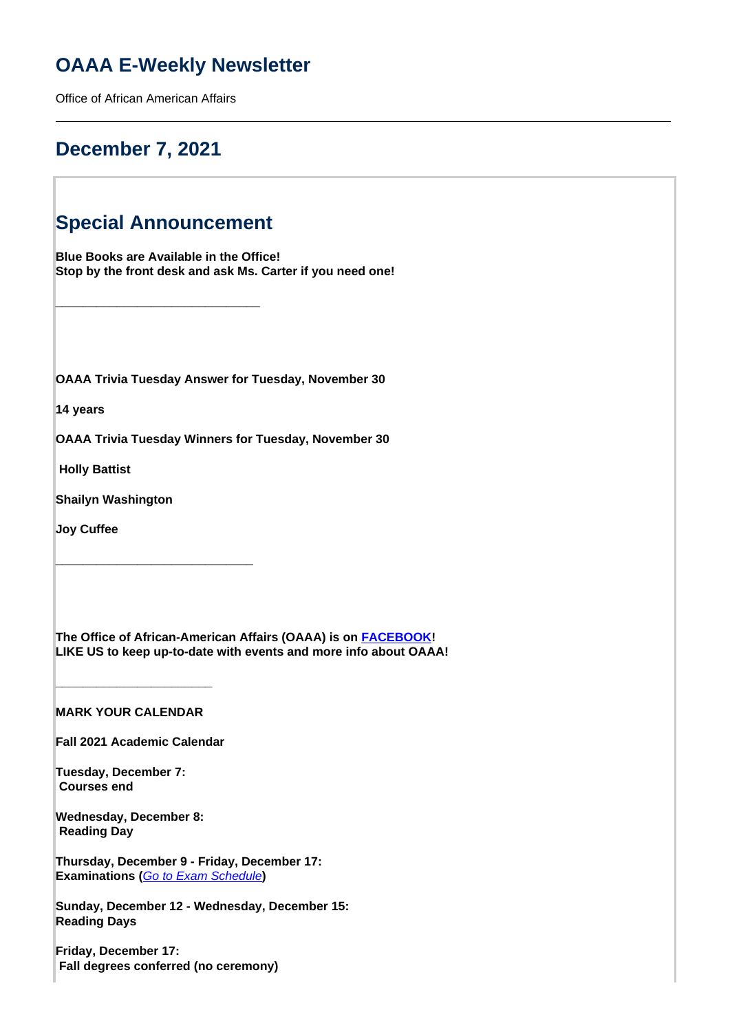# OAAA E-Weekly Newsletter

Office of African American Affairs

---

## December 7, 2021

## Special Announcement

**Blue Books are Available in the Office!**
**Stop by the front desk and ask Ms. Carter if you need one!**

______________________________

**OAAA Trivia Tuesday Answer for Tuesday, November 30**

**14 years**

**OAAA Trivia Tuesday Winners for Tuesday, November 30**

**Holly Battist**

**Shailyn Washington**

**Joy Cuffee**

______________________________

**The Office of African-American Affairs (OAAA) is on [FACEBOOK](#)!**
**LIKE US to keep up-to-date with events and more info about OAAA!**

________________________

**MARK YOUR CALENDAR**

**Fall 2021 Academic Calendar**

**Tuesday, December 7:**
**Courses end**

**Wednesday, December 8:**
**Reading Day**

**Thursday, December 9 - Friday, December 17:**
**Examinations (*[Go to Exam Schedule](#)*)**

**Sunday, December 12 - Wednesday, December 15:**
**Reading Days**

**Friday, December 17:**
**Fall degrees conferred (no ceremony)**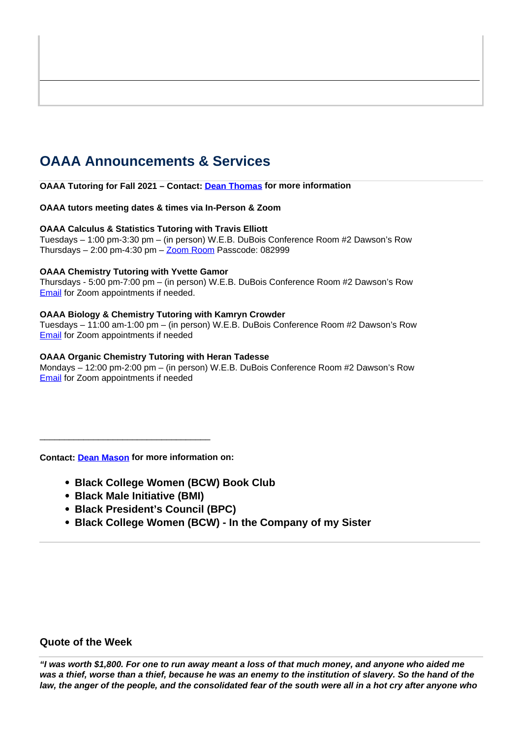## OAAA Announcements & Services

**OAAA Tutoring for Fall 2021 – Contact: [Dean Thomas] for more information**

**OAAA tutors meeting dates & times via In-Person & Zoom**

**OAAA Calculus & Statistics Tutoring with Travis Elliott**
Tuesdays – 1:00 pm-3:30 pm – (in person) W.E.B. DuBois Conference Room #2 Dawson's Row
Thursdays – 2:00 pm-4:30 pm – Zoom Room Passcode: 082999

**OAAA Chemistry Tutoring with Yvette Gamor**
Thursdays - 5:00 pm-7:00 pm – (in person) W.E.B. DuBois Conference Room #2 Dawson's Row
Email for Zoom appointments if needed.

**OAAA Biology & Chemistry Tutoring with Kamryn Crowder**
Tuesdays – 11:00 am-1:00 pm – (in person) W.E.B. DuBois Conference Room #2 Dawson's Row
Email for Zoom appointments if needed

**OAAA Organic Chemistry Tutoring with Heran Tadesse**
Mondays – 12:00 pm-2:00 pm – (in person) W.E.B. DuBois Conference Room #2 Dawson's Row
Email for Zoom appointments if needed

---

**Contact: Dean Mason for more information on:**

- **Black College Women (BCW) Book Club**
- **Black Male Initiative (BMI)**
- **Black President's Council (BPC)**
- **Black College Women (BCW) - In the Company of my Sister**

---

### Quote of the Week

***"I was worth $1,800. For one to run away meant a loss of that much money, and anyone who aided me was a thief, worse than a thief, because he was an enemy to the institution of slavery. So the hand of the law, the anger of the people, and the consolidated fear of the south were all in a hot cry after anyone who***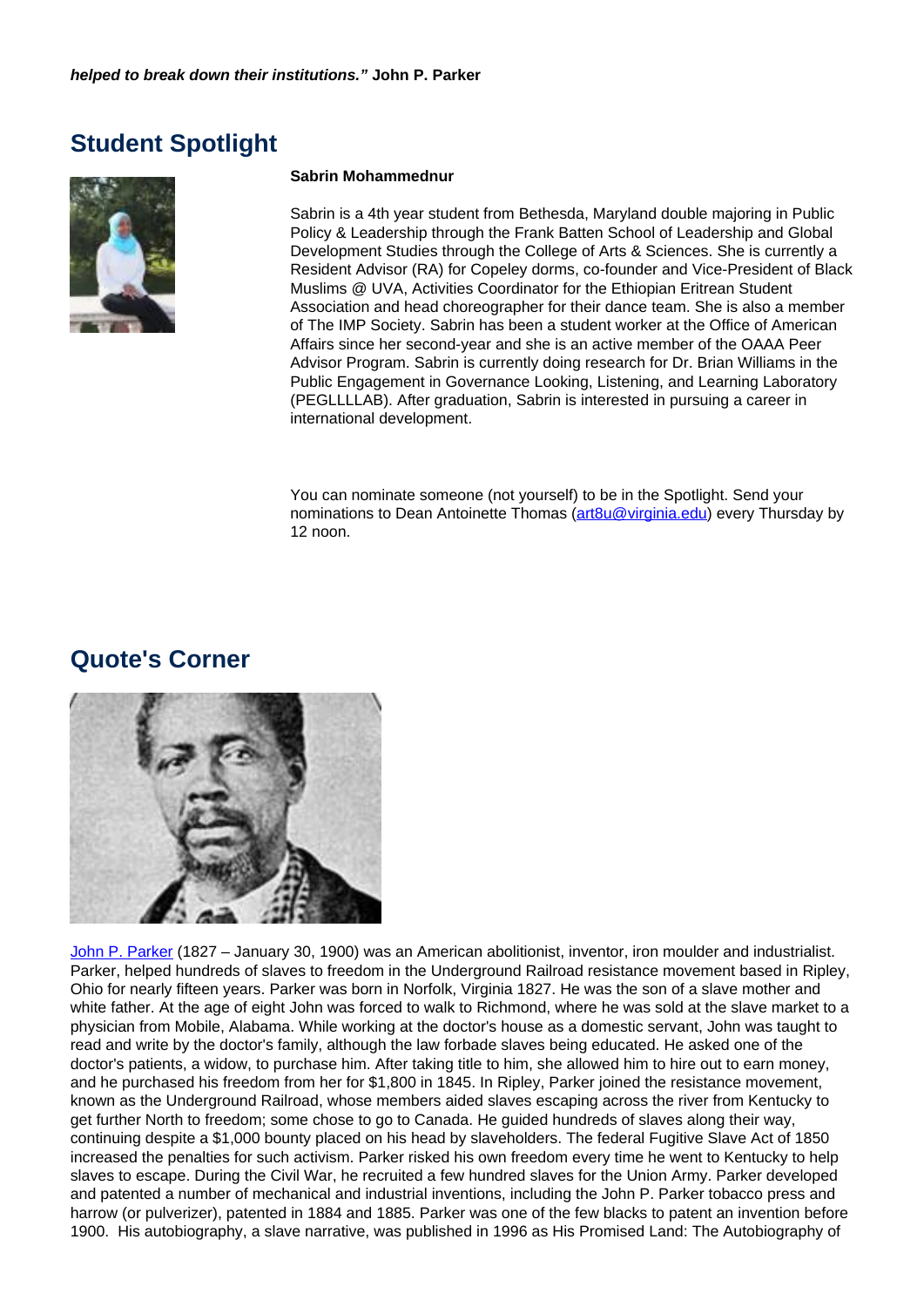***helped to break down their institutions."*** **John P. Parker**

## Student Spotlight

**Sabrin Mohammednur**

Sabrin is a 4th year student from Bethesda, Maryland double majoring in Public Policy & Leadership through the Frank Batten School of Leadership and Global Development Studies through the College of Arts & Sciences. She is currently a Resident Advisor (RA) for Copeley dorms, co-founder and Vice-President of Black Muslims @ UVA, Activities Coordinator for the Ethiopian Eritrean Student Association and head choreographer for their dance team. She is also a member of The IMP Society. Sabrin has been a student worker at the Office of American Affairs since her second-year and she is an active member of the OAAA Peer Advisor Program. Sabrin is currently doing research for Dr. Brian Williams in the Public Engagement in Governance Looking, Listening, and Learning Laboratory (PEGLLLLAB). After graduation, Sabrin is interested in pursuing a career in international development.

You can nominate someone (not yourself) to be in the Spotlight. Send your nominations to Dean Antoinette Thomas (art8u@virginia.edu) every Thursday by 12 noon.

## Quote's Corner

John P. Parker (1827 – January 30, 1900) was an American abolitionist, inventor, iron moulder and industrialist. Parker, helped hundreds of slaves to freedom in the Underground Railroad resistance movement based in Ripley, Ohio for nearly fifteen years. Parker was born in Norfolk, Virginia 1827. He was the son of a slave mother and white father. At the age of eight John was forced to walk to Richmond, where he was sold at the slave market to a physician from Mobile, Alabama. While working at the doctor's house as a domestic servant, John was taught to read and write by the doctor's family, although the law forbade slaves being educated. He asked one of the doctor's patients, a widow, to purchase him. After taking title to him, she allowed him to hire out to earn money, and he purchased his freedom from her for $1,800 in 1845. In Ripley, Parker joined the resistance movement, known as the Underground Railroad, whose members aided slaves escaping across the river from Kentucky to get further North to freedom; some chose to go to Canada. He guided hundreds of slaves along their way, continuing despite a $1,000 bounty placed on his head by slaveholders. The federal Fugitive Slave Act of 1850 increased the penalties for such activism. Parker risked his own freedom every time he went to Kentucky to help slaves to escape. During the Civil War, he recruited a few hundred slaves for the Union Army. Parker developed and patented a number of mechanical and industrial inventions, including the John P. Parker tobacco press and harrow (or pulverizer), patented in 1884 and 1885. Parker was one of the few blacks to patent an invention before 1900. His autobiography, a slave narrative, was published in 1996 as His Promised Land: The Autobiography of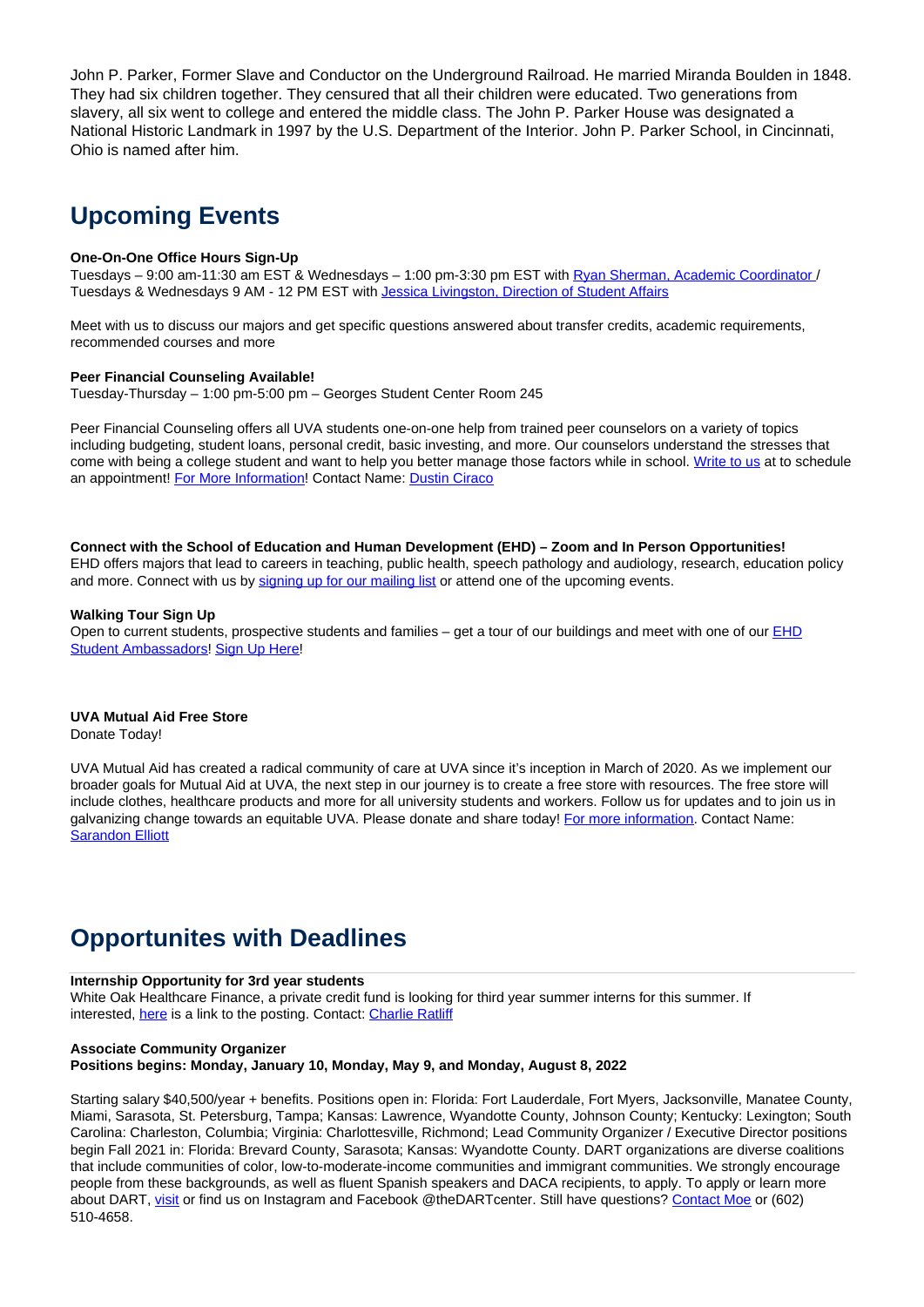John P. Parker, Former Slave and Conductor on the Underground Railroad. He married Miranda Boulden in 1848. They had six children together. They censured that all their children were educated. Two generations from slavery, all six went to college and entered the middle class. The John P. Parker House was designated a National Historic Landmark in 1997 by the U.S. Department of the Interior. John P. Parker School, in Cincinnati, Ohio is named after him.

## Upcoming Events

**One-On-One Office Hours Sign-Up**
Tuesdays – 9:00 am-11:30 am EST & Wednesdays – 1:00 pm-3:30 pm EST with Ryan Sherman, Academic Coordinator / Tuesdays & Wednesdays 9 AM - 12 PM EST with Jessica Livingston, Direction of Student Affairs

Meet with us to discuss our majors and get specific questions answered about transfer credits, academic requirements, recommended courses and more

**Peer Financial Counseling Available!**
Tuesday-Thursday – 1:00 pm-5:00 pm – Georges Student Center Room 245

Peer Financial Counseling offers all UVA students one-on-one help from trained peer counselors on a variety of topics including budgeting, student loans, personal credit, basic investing, and more. Our counselors understand the stresses that come with being a college student and want to help you better manage those factors while in school. Write to us at to schedule an appointment! For More Information! Contact Name: Dustin Ciraco

**Connect with the School of Education and Human Development (EHD) – Zoom and In Person Opportunities!**
EHD offers majors that lead to careers in teaching, public health, speech pathology and audiology, research, education policy and more. Connect with us by signing up for our mailing list or attend one of the upcoming events.

**Walking Tour Sign Up**
Open to current students, prospective students and families – get a tour of our buildings and meet with one of our EHD Student Ambassadors! Sign Up Here!

**UVA Mutual Aid Free Store**
Donate Today!

UVA Mutual Aid has created a radical community of care at UVA since it's inception in March of 2020. As we implement our broader goals for Mutual Aid at UVA, the next step in our journey is to create a free store with resources. The free store will include clothes, healthcare products and more for all university students and workers. Follow us for updates and to join us in galvanizing change towards an equitable UVA. Please donate and share today! For more information. Contact Name: Sarandon Elliott

## Opportunites with Deadlines

**Internship Opportunity for 3rd year students**
White Oak Healthcare Finance, a private credit fund is looking for third year summer interns for this summer. If interested, here is a link to the posting. Contact: Charlie Ratliff

**Associate Community Organizer**
**Positions begins: Monday, January 10, Monday, May 9, and Monday, August 8, 2022**

Starting salary $40,500/year + benefits. Positions open in: Florida: Fort Lauderdale, Fort Myers, Jacksonville, Manatee County, Miami, Sarasota, St. Petersburg, Tampa; Kansas: Lawrence, Wyandotte County, Johnson County; Kentucky: Lexington; South Carolina: Charleston, Columbia; Virginia: Charlottesville, Richmond; Lead Community Organizer / Executive Director positions begin Fall 2021 in: Florida: Brevard County, Sarasota; Kansas: Wyandotte County. DART organizations are diverse coalitions that include communities of color, low-to-moderate-income communities and immigrant communities. We strongly encourage people from these backgrounds, as well as fluent Spanish speakers and DACA recipients, to apply. To apply or learn more about DART, visit or find us on Instagram and Facebook @theDARTcenter. Still have questions? Contact Moe or (602) 510-4658.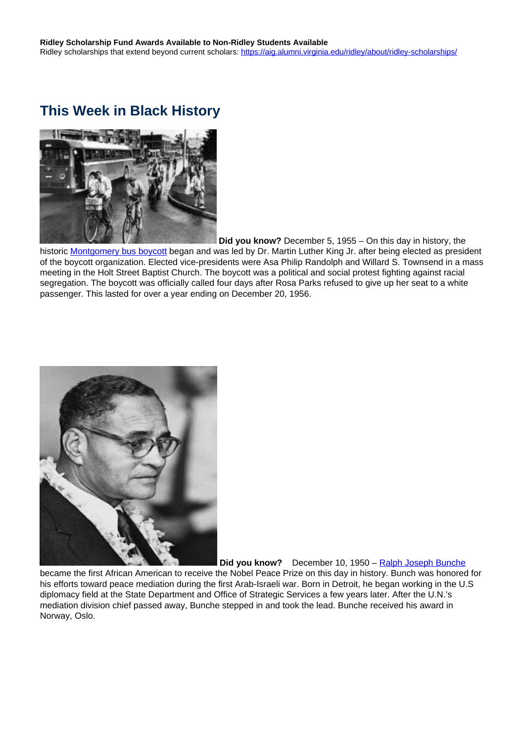**Ridley Scholarship Fund Awards Available to Non-Ridley Students Available**
Ridley scholarships that extend beyond current scholars: [https://aig.alumni.virginia.edu/ridley/about/ridley-scholarships/](https://aig.alumni.virginia.edu/ridley/about/ridley-scholarships/)

## This Week in Black History

**Did you know?** December 5, 1955 – On this day in history, the historic [Montgomery bus boycott](#) began and was led by Dr. Martin Luther King Jr. after being elected as president of the boycott organization. Elected vice-presidents were Asa Philip Randolph and Willard S. Townsend in a mass meeting in the Holt Street Baptist Church. The boycott was a political and social protest fighting against racial segregation. The boycott was officially called four days after Rosa Parks refused to give up her seat to a white passenger. This lasted for over a year ending on December 20, 1956.

**Did you know?** December 10, 1950 – [Ralph Joseph Bunche](#) became the first African American to receive the Nobel Peace Prize on this day in history. Bunch was honored for his efforts toward peace mediation during the first Arab-Israeli war. Born in Detroit, he began working in the U.S diplomacy field at the State Department and Office of Strategic Services a few years later. After the U.N.'s mediation division chief passed away, Bunche stepped in and took the lead. Bunche received his award in Norway, Oslo.